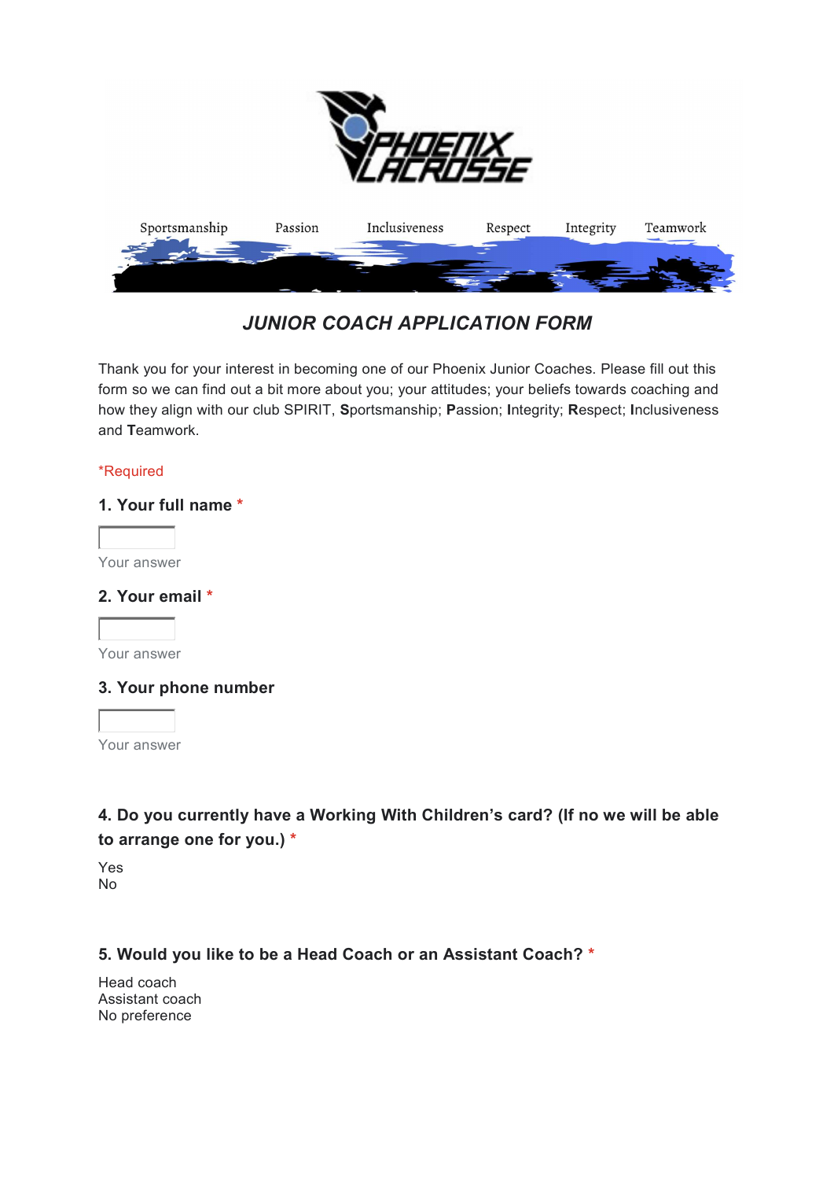Sportsmanship Passion Inclusiveness Respect Integrity Teamwork

# *JUNIOR COACH APPLICATION FORM*

Thank you for your interest in becoming one of our Phoenix Junior Coaches. Please fill out this form so we can find out a bit more about you; your attitudes; your beliefs towards coaching and how they align with our club SPIRIT, **S**portsmanship; **P**assion; **I**ntegrity; **R**espect; **I**nclusiveness and **T**eamwork.

*Required

### 1. Your full name *

Your answer

### 2. Your email *

Your answer

### 3. Your phone number

Your answer

### 4. Do you currently have a Working With Children's card? (If no we will be able to arrange one for you.) *

Yes
No

### 5. Would you like to be a Head Coach or an Assistant Coach? *

Head coach
Assistant coach
No preference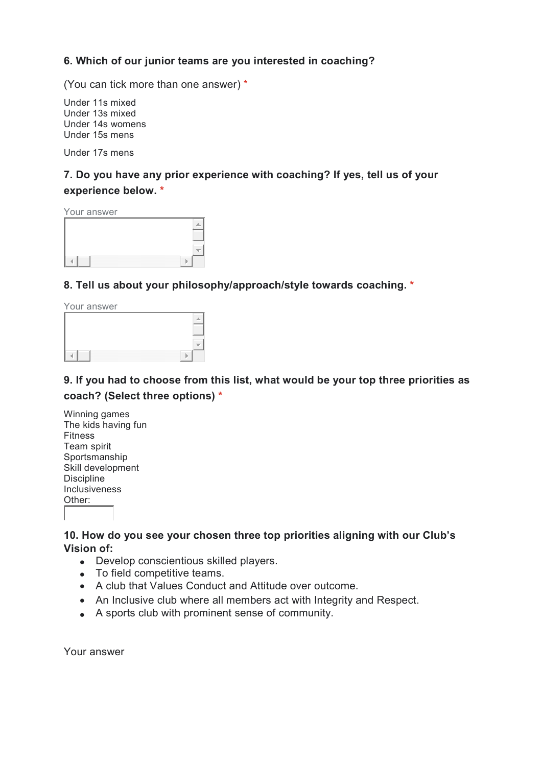**6. Which of our junior teams are you interested in coaching?**

(You can tick more than one answer) *

Under 11s mixed
Under 13s mixed
Under 14s womens
Under 15s mens

Under 17s mens

**7. Do you have any prior experience with coaching? If yes, tell us of your experience below. ***

Your answer

**8. Tell us about your philosophy/approach/style towards coaching. ***

Your answer

**9. If you had to choose from this list, what would be your top three priorities as coach? (Select three options) ***

Winning games
The kids having fun
Fitness
Team spirit
Sportsmanship
Skill development
Discipline
Inclusiveness
Other:

**10. How do you see your chosen three top priorities aligning with our Club's Vision of:**

- Develop conscientious skilled players.
- To field competitive teams.
- A club that Values Conduct and Attitude over outcome.
- An Inclusive club where all members act with Integrity and Respect.
- A sports club with prominent sense of community.

Your answer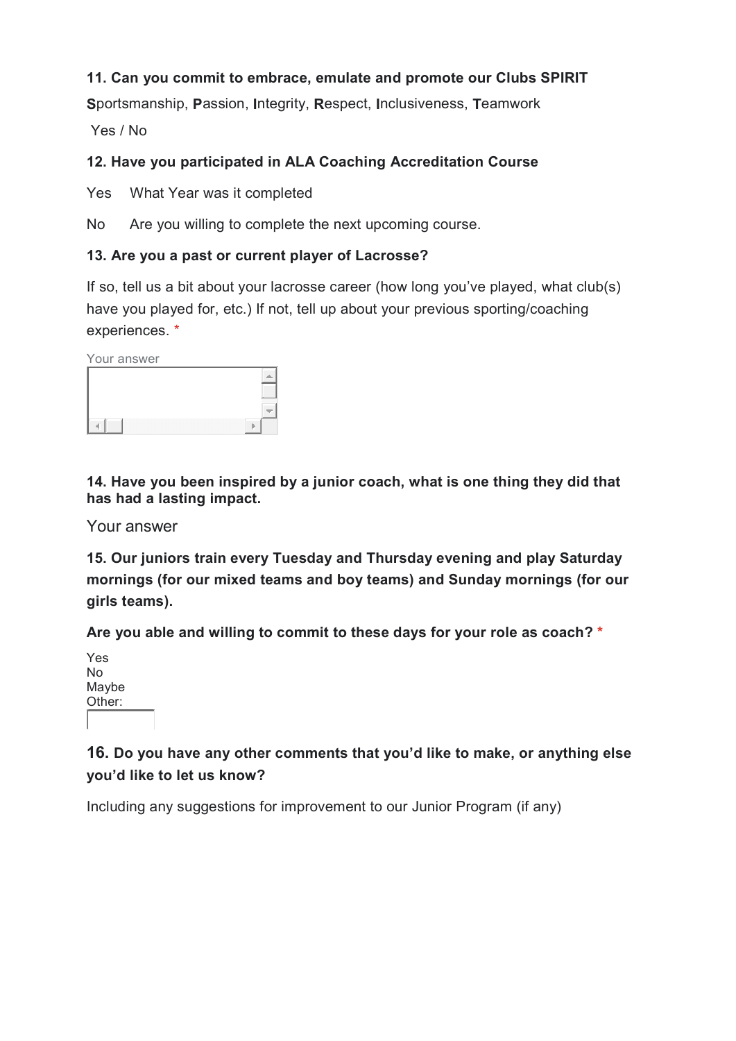**11. Can you commit to embrace, emulate and promote our Clubs SPIRIT**

**S**portsmanship, **P**assion, **I**ntegrity, **R**espect, **I**nclusiveness, **T**eamwork

Yes / No

**12. Have you participated in ALA Coaching Accreditation Course**

Yes What Year was it completed

No Are you willing to complete the next upcoming course.

**13. Are you a past or current player of Lacrosse?**

If so, tell us a bit about your lacrosse career (how long you've played, what club(s) have you played for, etc.) If not, tell up about your previous sporting/coaching experiences. *

Your answer

**14. Have you been inspired by a junior coach, what is one thing they did that has had a lasting impact.**

Your answer

**15. Our juniors train every Tuesday and Thursday evening and play Saturday mornings (for our mixed teams and boy teams) and Sunday mornings (for our girls teams).**

**Are you able and willing to commit to these days for your role as coach?** *

Yes
No
Maybe
Other:

**16. Do you have any other comments that you'd like to make, or anything else you'd like to let us know?**

Including any suggestions for improvement to our Junior Program (if any)